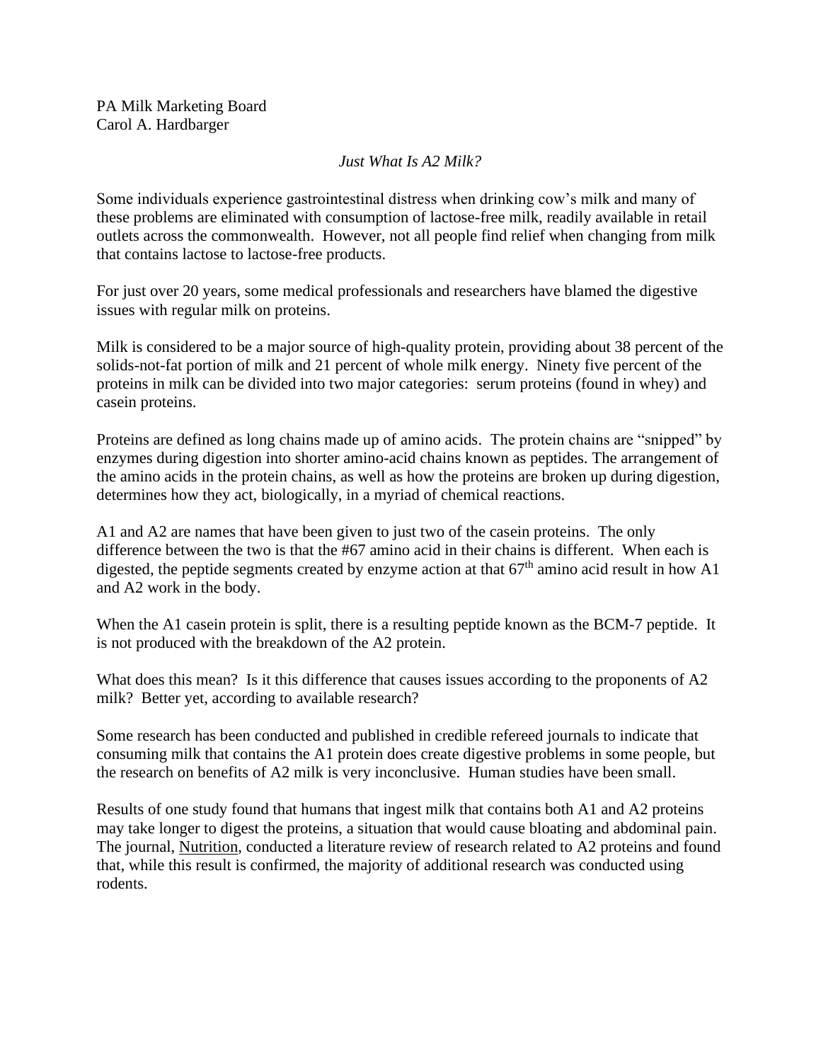PA Milk Marketing Board
Carol A. Hardbarger

*Just What Is A2 Milk?*

Some individuals experience gastrointestinal distress when drinking cow's milk and many of these problems are eliminated with consumption of lactose-free milk, readily available in retail outlets across the commonwealth. However, not all people find relief when changing from milk that contains lactose to lactose-free products.

For just over 20 years, some medical professionals and researchers have blamed the digestive issues with regular milk on proteins.

Milk is considered to be a major source of high-quality protein, providing about 38 percent of the solids-not-fat portion of milk and 21 percent of whole milk energy. Ninety five percent of the proteins in milk can be divided into two major categories: serum proteins (found in whey) and casein proteins.

Proteins are defined as long chains made up of amino acids. The protein chains are "snipped" by enzymes during digestion into shorter amino-acid chains known as peptides. The arrangement of the amino acids in the protein chains, as well as how the proteins are broken up during digestion, determines how they act, biologically, in a myriad of chemical reactions.

A1 and A2 are names that have been given to just two of the casein proteins. The only difference between the two is that the #67 amino acid in their chains is different. When each is digested, the peptide segments created by enzyme action at that 67th amino acid result in how A1 and A2 work in the body.

When the A1 casein protein is split, there is a resulting peptide known as the BCM-7 peptide. It is not produced with the breakdown of the A2 protein.

What does this mean? Is it this difference that causes issues according to the proponents of A2 milk? Better yet, according to available research?

Some research has been conducted and published in credible refereed journals to indicate that consuming milk that contains the A1 protein does create digestive problems in some people, but the research on benefits of A2 milk is very inconclusive. Human studies have been small.

Results of one study found that humans that ingest milk that contains both A1 and A2 proteins may take longer to digest the proteins, a situation that would cause bloating and abdominal pain. The journal, Nutrition, conducted a literature review of research related to A2 proteins and found that, while this result is confirmed, the majority of additional research was conducted using rodents.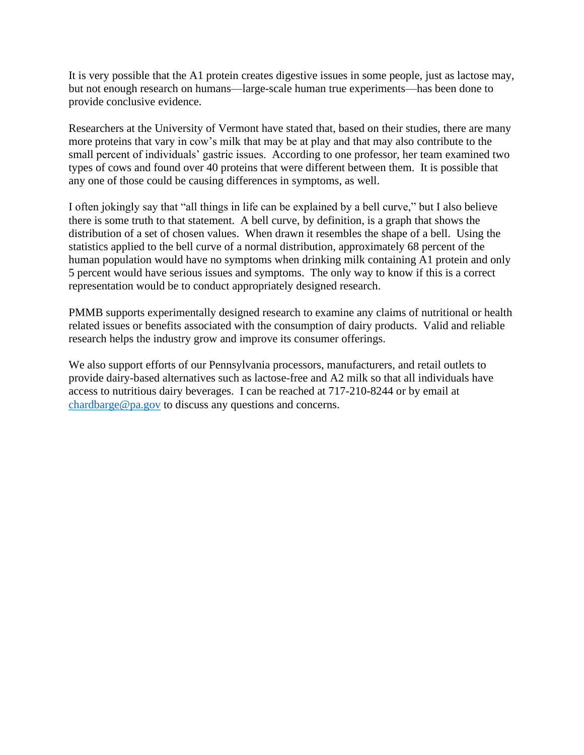It is very possible that the A1 protein creates digestive issues in some people, just as lactose may, but not enough research on humans—large-scale human true experiments—has been done to provide conclusive evidence.

Researchers at the University of Vermont have stated that, based on their studies, there are many more proteins that vary in cow's milk that may be at play and that may also contribute to the small percent of individuals' gastric issues. According to one professor, her team examined two types of cows and found over 40 proteins that were different between them. It is possible that any one of those could be causing differences in symptoms, as well.

I often jokingly say that "all things in life can be explained by a bell curve," but I also believe there is some truth to that statement. A bell curve, by definition, is a graph that shows the distribution of a set of chosen values. When drawn it resembles the shape of a bell. Using the statistics applied to the bell curve of a normal distribution, approximately 68 percent of the human population would have no symptoms when drinking milk containing A1 protein and only 5 percent would have serious issues and symptoms. The only way to know if this is a correct representation would be to conduct appropriately designed research.

PMMB supports experimentally designed research to examine any claims of nutritional or health related issues or benefits associated with the consumption of dairy products. Valid and reliable research helps the industry grow and improve its consumer offerings.

We also support efforts of our Pennsylvania processors, manufacturers, and retail outlets to provide dairy-based alternatives such as lactose-free and A2 milk so that all individuals have access to nutritious dairy beverages. I can be reached at 717-210-8244 or by email at [chardbarge@pa.gov](mailto:chardbarge@pa.gov) to discuss any questions and concerns.